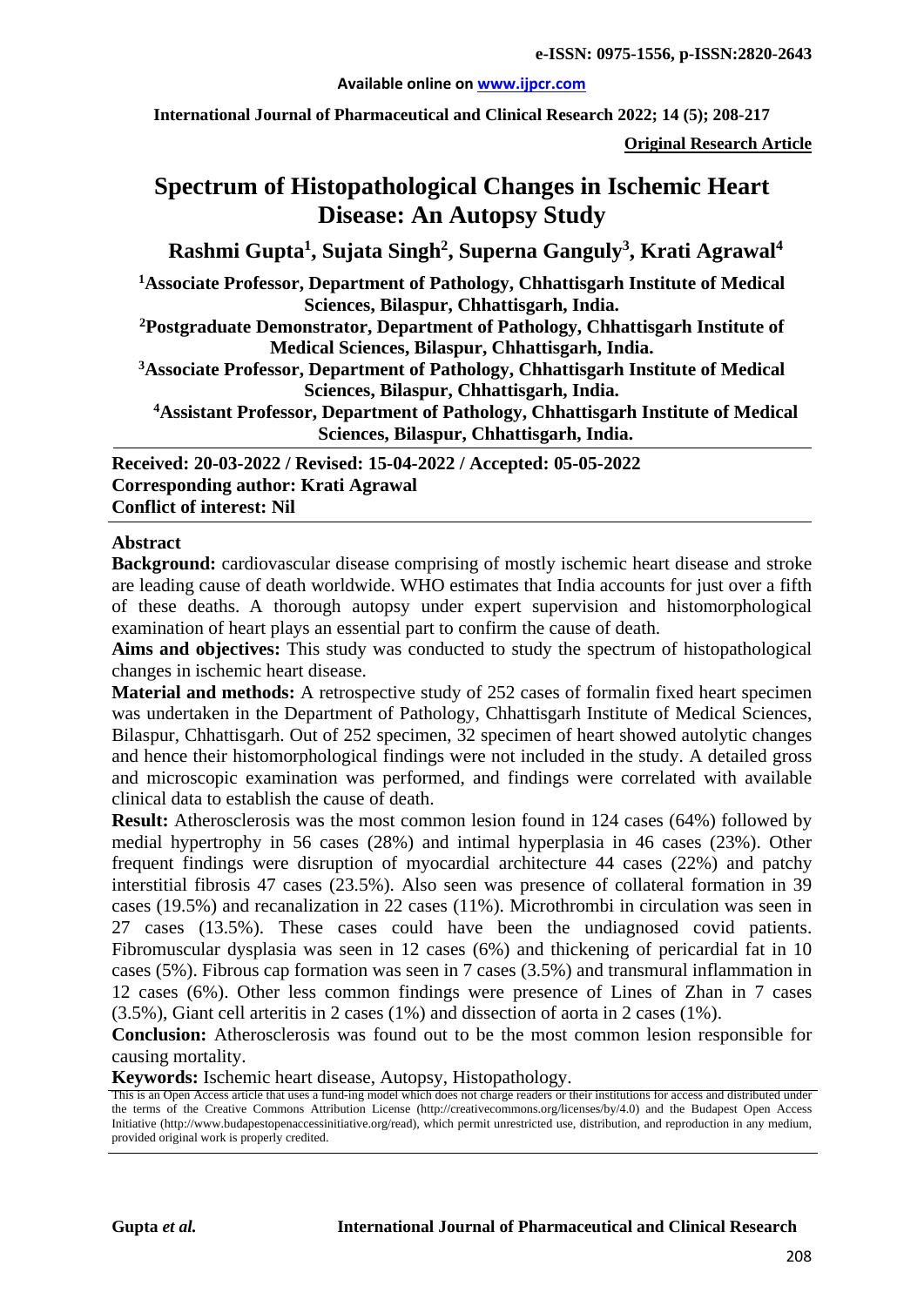**Original Research Article**

# Spectrum of Histopathological Changes in Ischemic Heart Disease: An Autopsy Study

**Rashmi Gupta[1], Sujata Singh[2], Superna Ganguly[3], Krati Agrawal[4]**

**[1]Associate Professor, Department of Pathology, Chhattisgarh Institute of Medical Sciences, Bilaspur, Chhattisgarh, India.**

**[2]Postgraduate Demonstrator, Department of Pathology, Chhattisgarh Institute of Medical Sciences, Bilaspur, Chhattisgarh, India.**

**[3]Associate Professor, Department of Pathology, Chhattisgarh Institute of Medical Sciences, Bilaspur, Chhattisgarh, India.**

**[4]Assistant Professor, Department of Pathology, Chhattisgarh Institute of Medical Sciences, Bilaspur, Chhattisgarh, India.**

**Received: 20-03-2022 / Revised: 15-04-2022 / Accepted: 05-05-2022**
**Corresponding author: Krati Agrawal**
**Conflict of interest: Nil**

## Abstract

**Background:** cardiovascular disease comprising of mostly ischemic heart disease and stroke are leading cause of death worldwide. WHO estimates that India accounts for just over a fifth of these deaths. A thorough autopsy under expert supervision and histomorphological examination of heart plays an essential part to confirm the cause of death.

**Aims and objectives:** This study was conducted to study the spectrum of histopathological changes in ischemic heart disease.

**Material and methods:** A retrospective study of 252 cases of formalin fixed heart specimen was undertaken in the Department of Pathology, Chhattisgarh Institute of Medical Sciences, Bilaspur, Chhattisgarh. Out of 252 specimen, 32 specimen of heart showed autolytic changes and hence their histomorphological findings were not included in the study. A detailed gross and microscopic examination was performed, and findings were correlated with available clinical data to establish the cause of death.

**Result:** Atherosclerosis was the most common lesion found in 124 cases (64%) followed by medial hypertrophy in 56 cases (28%) and intimal hyperplasia in 46 cases (23%). Other frequent findings were disruption of myocardial architecture 44 cases (22%) and patchy interstitial fibrosis 47 cases (23.5%). Also seen was presence of collateral formation in 39 cases (19.5%) and recanalization in 22 cases (11%). Microthrombi in circulation was seen in 27 cases (13.5%). These cases could have been the undiagnosed covid patients. Fibromuscular dysplasia was seen in 12 cases (6%) and thickening of pericardial fat in 10 cases (5%). Fibrous cap formation was seen in 7 cases (3.5%) and transmural inflammation in 12 cases (6%). Other less common findings were presence of Lines of Zhan in 7 cases (3.5%), Giant cell arteritis in 2 cases (1%) and dissection of aorta in 2 cases (1%).

**Conclusion:** Atherosclerosis was found out to be the most common lesion responsible for causing mortality.

**Keywords:** Ischemic heart disease, Autopsy, Histopathology.

This is an Open Access article that uses a fund-ing model which does not charge readers or their institutions for access and distributed under the terms of the Creative Commons Attribution License (http://creativecommons.org/licenses/by/4.0) and the Budapest Open Access Initiative (http://www.budapestopenaccessinitiative.org/read), which permit unrestricted use, distribution, and reproduction in any medium, provided original work is properly credited.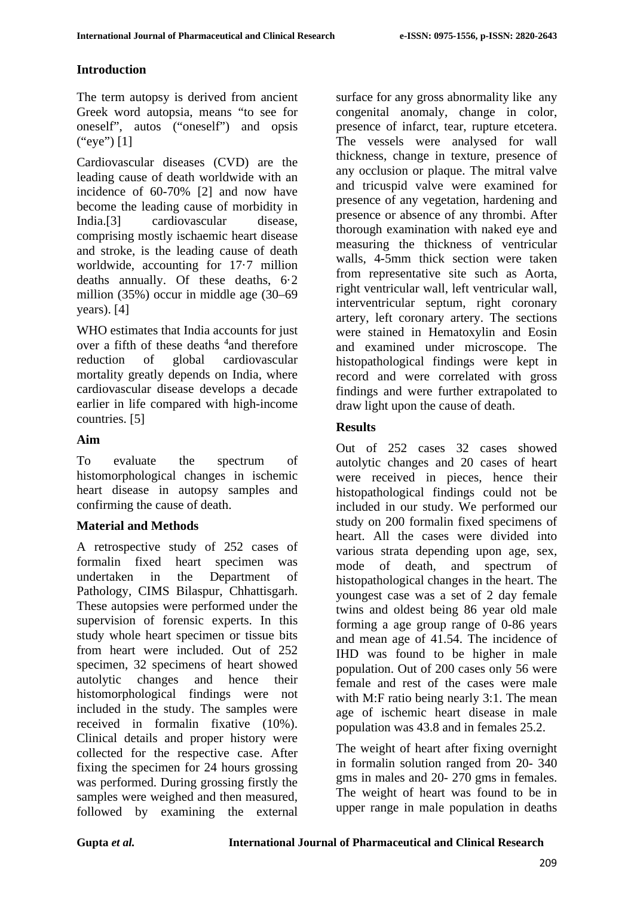## Introduction

The term autopsy is derived from ancient Greek word autopsia, means "to see for oneself", autos ("oneself") and opsis ("eye") [1]

Cardiovascular diseases (CVD) are the leading cause of death worldwide with an incidence of 60-70% [2] and now have become the leading cause of morbidity in India.[3] cardiovascular disease, comprising mostly ischaemic heart disease and stroke, is the leading cause of death worldwide, accounting for 17·7 million deaths annually. Of these deaths, 6·2 million (35%) occur in middle age (30–69 years). [4]

WHO estimates that India accounts for just over a fifth of these deaths [4] and therefore reduction of global cardiovascular mortality greatly depends on India, where cardiovascular disease develops a decade earlier in life compared with high-income countries. [5]

## Aim

To evaluate the spectrum of histomorphological changes in ischemic heart disease in autopsy samples and confirming the cause of death.

## Material and Methods

A retrospective study of 252 cases of formalin fixed heart specimen was undertaken in the Department of Pathology, CIMS Bilaspur, Chhattisgarh. These autopsies were performed under the supervision of forensic experts. In this study whole heart specimen or tissue bits from heart were included. Out of 252 specimen, 32 specimens of heart showed autolytic changes and hence their histomorphological findings were not included in the study. The samples were received in formalin fixative (10%). Clinical details and proper history were collected for the respective case. After fixing the specimen for 24 hours grossing was performed. During grossing firstly the samples were weighed and then measured, followed by examining the external surface for any gross abnormality like any congenital anomaly, change in color, presence of infarct, tear, rupture etcetera. The vessels were analysed for wall thickness, change in texture, presence of any occlusion or plaque. The mitral valve and tricuspid valve were examined for presence of any vegetation, hardening and presence or absence of any thrombi. After thorough examination with naked eye and measuring the thickness of ventricular walls, 4-5mm thick section were taken from representative site such as Aorta, right ventricular wall, left ventricular wall, interventricular septum, right coronary artery, left coronary artery. The sections were stained in Hematoxylin and Eosin and examined under microscope. The histopathological findings were kept in record and were correlated with gross findings and were further extrapolated to draw light upon the cause of death.

## Results

Out of 252 cases 32 cases showed autolytic changes and 20 cases of heart were received in pieces, hence their histopathological findings could not be included in our study. We performed our study on 200 formalin fixed specimens of heart. All the cases were divided into various strata depending upon age, sex, mode of death, and spectrum of histopathological changes in the heart. The youngest case was a set of 2 day female twins and oldest being 86 year old male forming a age group range of 0-86 years and mean age of 41.54. The incidence of IHD was found to be higher in male population. Out of 200 cases only 56 were female and rest of the cases were male with M:F ratio being nearly 3:1. The mean age of ischemic heart disease in male population was 43.8 and in females 25.2.

The weight of heart after fixing overnight in formalin solution ranged from 20- 340 gms in males and 20- 270 gms in females. The weight of heart was found to be in upper range in male population in deaths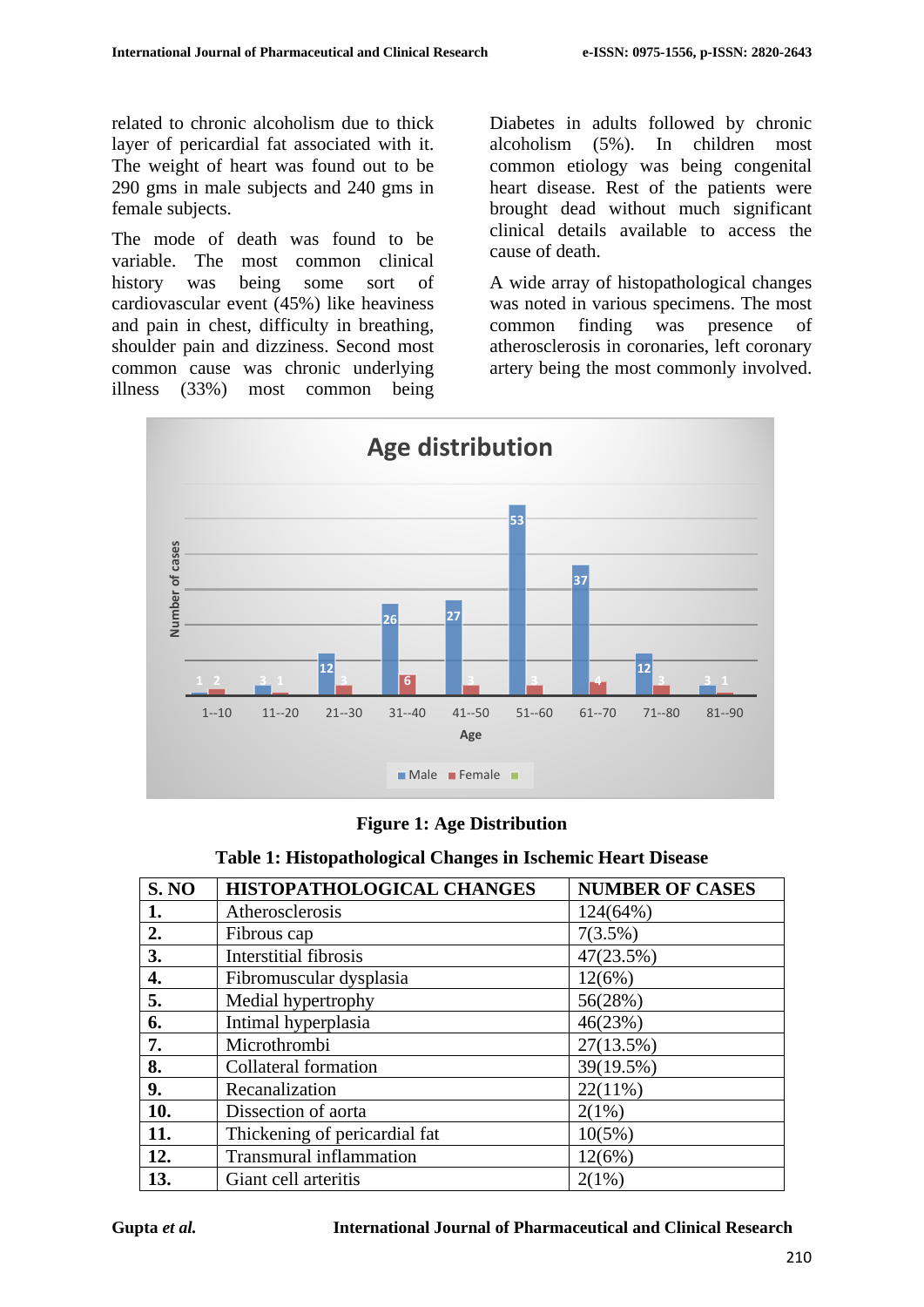related to chronic alcoholism due to thick layer of pericardial fat associated with it. The weight of heart was found out to be 290 gms in male subjects and 240 gms in female subjects.

The mode of death was found to be variable. The most common clinical history was being some sort of cardiovascular event (45%) like heaviness and pain in chest, difficulty in breathing, shoulder pain and dizziness. Second most common cause was chronic underlying illness (33%) most common being Diabetes in adults followed by chronic alcoholism (5%). In children most common etiology was being congenital heart disease. Rest of the patients were brought dead without much significant clinical details available to access the cause of death.

A wide array of histopathological changes was noted in various specimens. The most common finding was presence of atherosclerosis in coronaries, left coronary artery being the most commonly involved.

**Figure 1: Age Distribution**

**Table 1: Histopathological Changes in Ischemic Heart Disease**

| S. NO | HISTOPATHOLOGICAL CHANGES | NUMBER OF CASES |
|---|---|---|
| **1.** | Atherosclerosis | 124(64%) |
| **2.** | Fibrous cap | 7(3.5%) |
| **3.** | Interstitial fibrosis | 47(23.5%) |
| **4.** | Fibromuscular dysplasia | 12(6%) |
| **5.** | Medial hypertrophy | 56(28%) |
| **6.** | Intimal hyperplasia | 46(23%) |
| **7.** | Microthrombi | 27(13.5%) |
| **8.** | Collateral formation | 39(19.5%) |
| **9.** | Recanalization | 22(11%) |
| **10.** | Dissection of aorta | 2(1%) |
| **11.** | Thickening of pericardial fat | 10(5%) |
| **12.** | Transmural inflammation | 12(6%) |
| **13.** | Giant cell arteritis | 2(1%) |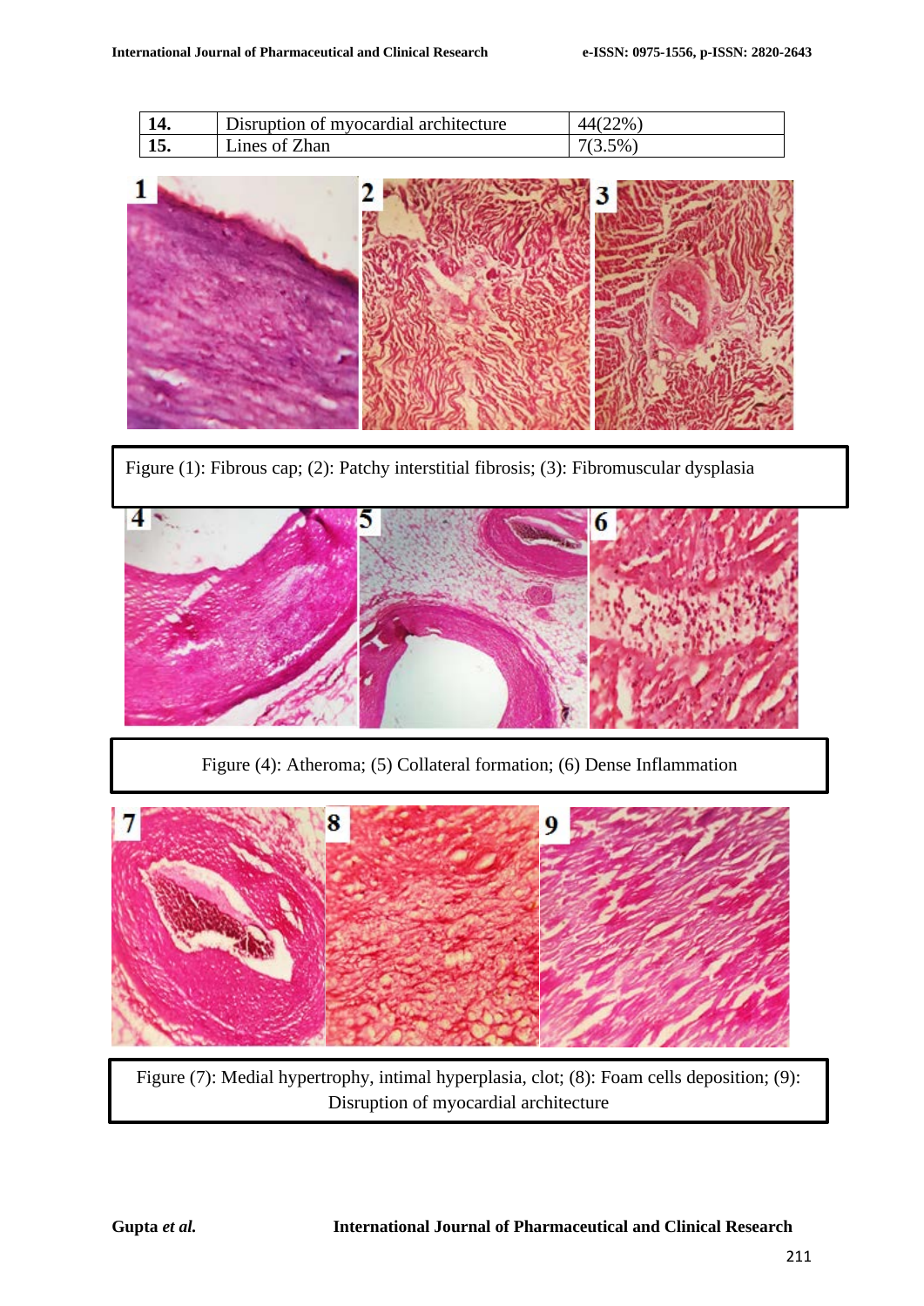| | | |
|---|---|---|
| 14. | Disruption of myocardial architecture | 44(22%) |
| 15. | Lines of Zhan | 7(3.5%) |

Figure (1): Fibrous cap; (2): Patchy interstitial fibrosis; (3): Fibromuscular dysplasia

Figure (4): Atheroma; (5) Collateral formation; (6) Dense Inflammation

Figure (7): Medial hypertrophy, intimal hyperplasia, clot; (8): Foam cells deposition; (9): Disruption of myocardial architecture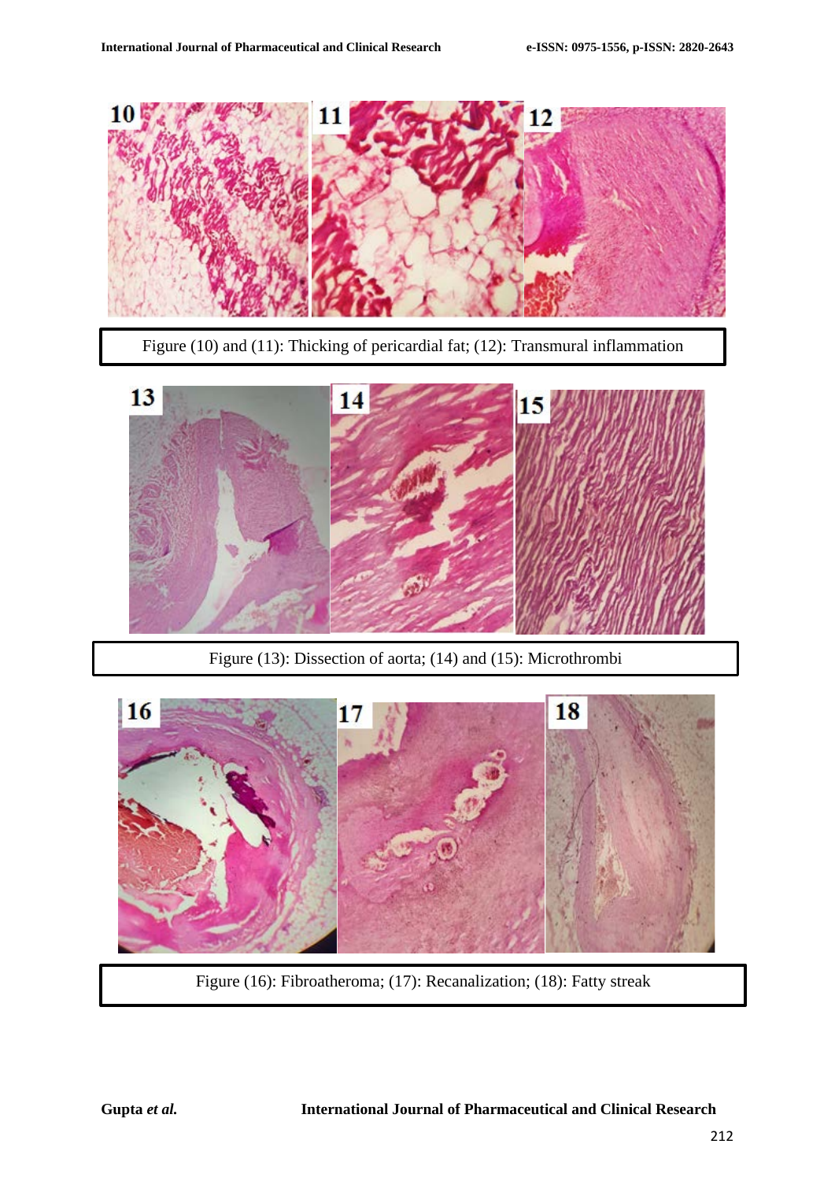Figure (10) and (11): Thicking of pericardial fat; (12): Transmural inflammation

Figure (13): Dissection of aorta; (14) and (15): Microthrombi

Figure (16): Fibroatheroma; (17): Recanalization; (18): Fatty streak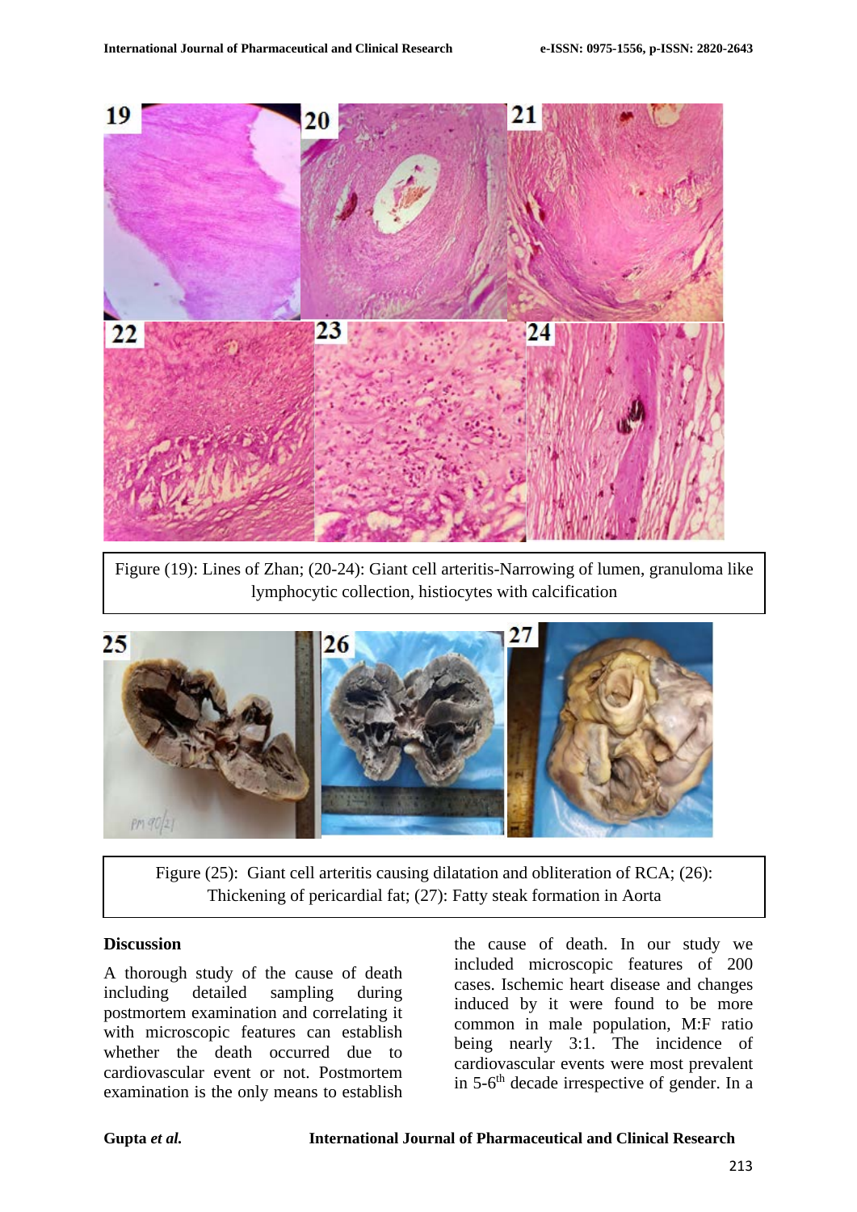Figure (19): Lines of Zhan; (20-24): Giant cell arteritis-Narrowing of lumen, granuloma like lymphocytic collection, histiocytes with calcification

Figure (25): Giant cell arteritis causing dilatation and obliteration of RCA; (26): Thickening of pericardial fat; (27): Fatty steak formation in Aorta

## Discussion

A thorough study of the cause of death including detailed sampling during postmortem examination and correlating it with microscopic features can establish whether the death occurred due to cardiovascular event or not. Postmortem examination is the only means to establish the cause of death. In our study we included microscopic features of 200 cases. Ischemic heart disease and changes induced by it were found to be more common in male population, M:F ratio being nearly 3:1. The incidence of cardiovascular events were most prevalent in 5-6$^{th}$ decade irrespective of gender. In a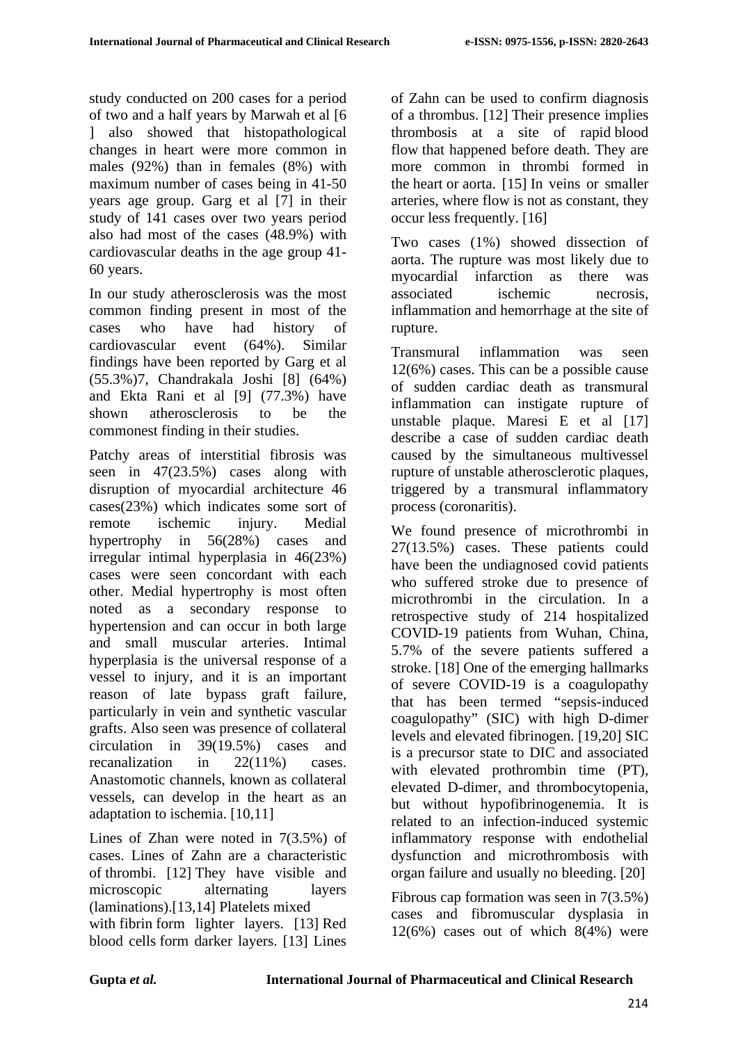study conducted on 200 cases for a period of two and a half years by Marwah et al [6 ] also showed that histopathological changes in heart were more common in males (92%) than in females (8%) with maximum number of cases being in 41-50 years age group. Garg et al [7] in their study of 141 cases over two years period also had most of the cases (48.9%) with cardiovascular deaths in the age group 41-60 years.

In our study atherosclerosis was the most common finding present in most of the cases who have had history of cardiovascular event (64%). Similar findings have been reported by Garg et al (55.3%)7, Chandrakala Joshi [8] (64%) and Ekta Rani et al [9] (77.3%) have shown atherosclerosis to be the commonest finding in their studies.

Patchy areas of interstitial fibrosis was seen in 47(23.5%) cases along with disruption of myocardial architecture 46 cases(23%) which indicates some sort of remote ischemic injury. Medial hypertrophy in 56(28%) cases and irregular intimal hyperplasia in 46(23%) cases were seen concordant with each other. Medial hypertrophy is most often noted as a secondary response to hypertension and can occur in both large and small muscular arteries. Intimal hyperplasia is the universal response of a vessel to injury, and it is an important reason of late bypass graft failure, particularly in vein and synthetic vascular grafts. Also seen was presence of collateral circulation in 39(19.5%) cases and recanalization in 22(11%) cases. Anastomotic channels, known as collateral vessels, can develop in the heart as an adaptation to ischemia. [10,11]

Lines of Zhan were noted in 7(3.5%) of cases. Lines of Zahn are a characteristic of thrombi. [12] They have visible and microscopic alternating layers (laminations).[13,14] Platelets mixed with fibrin form lighter layers. [13] Red blood cells form darker layers. [13] Lines of Zahn can be used to confirm diagnosis of a thrombus. [12] Their presence implies thrombosis at a site of rapid blood flow that happened before death. They are more common in thrombi formed in the heart or aorta. [15] In veins or smaller arteries, where flow is not as constant, they occur less frequently. [16]

Two cases (1%) showed dissection of aorta. The rupture was most likely due to myocardial infarction as there was associated ischemic necrosis, inflammation and hemorrhage at the site of rupture.

Transmural inflammation was seen 12(6%) cases. This can be a possible cause of sudden cardiac death as transmural inflammation can instigate rupture of unstable plaque. Maresi E et al [17] describe a case of sudden cardiac death caused by the simultaneous multivessel rupture of unstable atherosclerotic plaques, triggered by a transmural inflammatory process (coronaritis).

We found presence of microthrombi in 27(13.5%) cases. These patients could have been the undiagnosed covid patients who suffered stroke due to presence of microthrombi in the circulation. In a retrospective study of 214 hospitalized COVID-19 patients from Wuhan, China, 5.7% of the severe patients suffered a stroke. [18] One of the emerging hallmarks of severe COVID-19 is a coagulopathy that has been termed "sepsis-induced coagulopathy" (SIC) with high D-dimer levels and elevated fibrinogen. [19,20] SIC is a precursor state to DIC and associated with elevated prothrombin time (PT), elevated D-dimer, and thrombocytopenia, but without hypofibrinogenemia. It is related to an infection-induced systemic inflammatory response with endothelial dysfunction and microthrombosis with organ failure and usually no bleeding. [20]

Fibrous cap formation was seen in 7(3.5%) cases and fibromuscular dysplasia in 12(6%) cases out of which 8(4%) were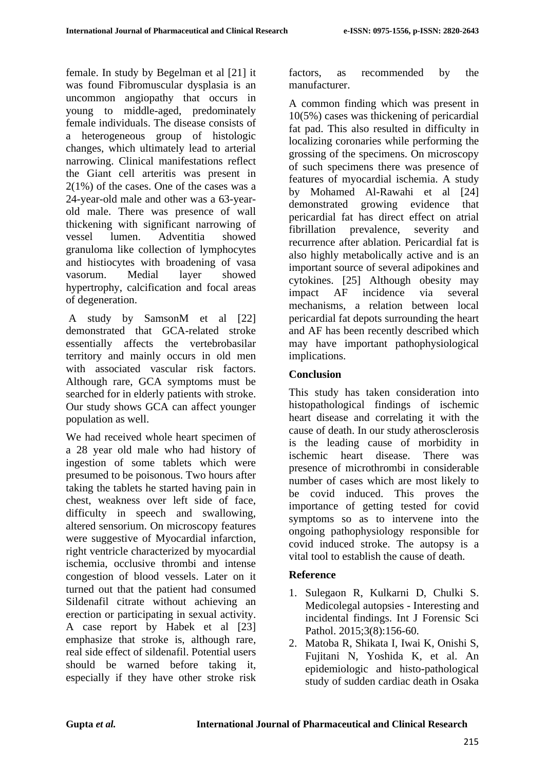female. In study by Begelman et al [21] it was found Fibromuscular dysplasia is an uncommon angiopathy that occurs in young to middle-aged, predominately female individuals. The disease consists of a heterogeneous group of histologic changes, which ultimately lead to arterial narrowing. Clinical manifestations reflect the Giant cell arteritis was present in 2(1%) of the cases. One of the cases was a 24-year-old male and other was a 63-year-old male. There was presence of wall thickening with significant narrowing of vessel lumen. Adventitia showed granuloma like collection of lymphocytes and histiocytes with broadening of vasa vasorum. Medial layer showed hypertrophy, calcification and focal areas of degeneration.

A study by SamsonM et al [22] demonstrated that GCA-related stroke essentially affects the vertebrobasilar territory and mainly occurs in old men with associated vascular risk factors. Although rare, GCA symptoms must be searched for in elderly patients with stroke. Our study shows GCA can affect younger population as well.

We had received whole heart specimen of a 28 year old male who had history of ingestion of some tablets which were presumed to be poisonous. Two hours after taking the tablets he started having pain in chest, weakness over left side of face, difficulty in speech and swallowing, altered sensorium. On microscopy features were suggestive of Myocardial infarction, right ventricle characterized by myocardial ischemia, occlusive thrombi and intense congestion of blood vessels. Later on it turned out that the patient had consumed Sildenafil citrate without achieving an erection or participating in sexual activity. A case report by Habek et al [23] emphasize that stroke is, although rare, real side effect of sildenafil. Potential users should be warned before taking it, especially if they have other stroke risk factors, as recommended by the manufacturer.

A common finding which was present in 10(5%) cases was thickening of pericardial fat pad. This also resulted in difficulty in localizing coronaries while performing the grossing of the specimens. On microscopy of such specimens there was presence of features of myocardial ischemia. A study by Mohamed Al-Rawahi et al [24] demonstrated growing evidence that pericardial fat has direct effect on atrial fibrillation prevalence, severity and recurrence after ablation. Pericardial fat is also highly metabolically active and is an important source of several adipokines and cytokines. [25] Although obesity may impact AF incidence via several mechanisms, a relation between local pericardial fat depots surrounding the heart and AF has been recently described which may have important pathophysiological implications.

## Conclusion

This study has taken consideration into histopathological findings of ischemic heart disease and correlating it with the cause of death. In our study atherosclerosis is the leading cause of morbidity in ischemic heart disease. There was presence of microthrombi in considerable number of cases which are most likely to be covid induced. This proves the importance of getting tested for covid symptoms so as to intervene into the ongoing pathophysiology responsible for covid induced stroke. The autopsy is a vital tool to establish the cause of death.

## Reference

1. Sulegaon R, Kulkarni D, Chulki S. Medicolegal autopsies - Interesting and incidental findings. Int J Forensic Sci Pathol. 2015;3(8):156-60.
2. Matoba R, Shikata I, Iwai K, Onishi S, Fujitani N, Yoshida K, et al. An epidemiologic and histo-pathological study of sudden cardiac death in Osaka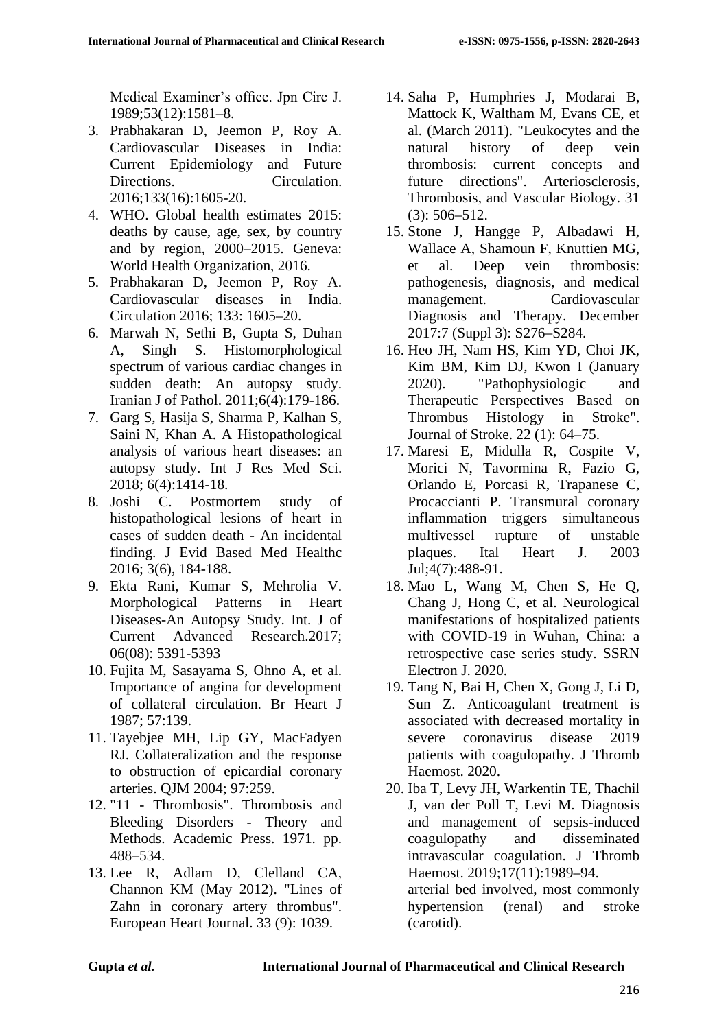Medical Examiner's office. Jpn Circ J. 1989;53(12):1581–8.

3. Prabhakaran D, Jeemon P, Roy A. Cardiovascular Diseases in India: Current Epidemiology and Future Directions. Circulation. 2016;133(16):1605-20.
4. WHO. Global health estimates 2015: deaths by cause, age, sex, by country and by region, 2000–2015. Geneva: World Health Organization, 2016.
5. Prabhakaran D, Jeemon P, Roy A. Cardiovascular diseases in India. Circulation 2016; 133: 1605–20.
6. Marwah N, Sethi B, Gupta S, Duhan A, Singh S. Histomorphological spectrum of various cardiac changes in sudden death: An autopsy study. Iranian J of Pathol. 2011;6(4):179-186.
7. Garg S, Hasija S, Sharma P, Kalhan S, Saini N, Khan A. A Histopathological analysis of various heart diseases: an autopsy study. Int J Res Med Sci. 2018; 6(4):1414-18.
8. Joshi C. Postmortem study of histopathological lesions of heart in cases of sudden death - An incidental finding. J Evid Based Med Healthc 2016; 3(6), 184-188.
9. Ekta Rani, Kumar S, Mehrolia V. Morphological Patterns in Heart Diseases-An Autopsy Study. Int. J of Current Advanced Research.2017; 06(08): 5391-5393
10. Fujita M, Sasayama S, Ohno A, et al. Importance of angina for development of collateral circulation. Br Heart J 1987; 57:139.
11. Tayebjee MH, Lip GY, MacFadyen RJ. Collateralization and the response to obstruction of epicardial coronary arteries. QJM 2004; 97:259.
12. "11 - Thrombosis". Thrombosis and Bleeding Disorders - Theory and Methods. Academic Press. 1971. pp. 488–534.
13. Lee R, Adlam D, Clelland CA, Channon KM (May 2012). "Lines of Zahn in coronary artery thrombus". European Heart Journal. 33 (9): 1039.
14. Saha P, Humphries J, Modarai B, Mattock K, Waltham M, Evans CE, et al. (March 2011). "Leukocytes and the natural history of deep vein thrombosis: current concepts and future directions". Arteriosclerosis, Thrombosis, and Vascular Biology. 31 (3): 506–512.
15. Stone J, Hangge P, Albadawi H, Wallace A, Shamoun F, Knuttien MG, et al. Deep vein thrombosis: pathogenesis, diagnosis, and medical management. Cardiovascular Diagnosis and Therapy. December 2017:7 (Suppl 3): S276–S284.
16. Heo JH, Nam HS, Kim YD, Choi JK, Kim BM, Kim DJ, Kwon I (January 2020). "Pathophysiologic and Therapeutic Perspectives Based on Thrombus Histology in Stroke". Journal of Stroke. 22 (1): 64–75.
17. Maresi E, Midulla R, Cospite V, Morici N, Tavormina R, Fazio G, Orlando E, Porcasi R, Trapanese C, Procaccianti P. Transmural coronary inflammation triggers simultaneous multivessel rupture of unstable plaques. Ital Heart J. 2003 Jul;4(7):488-91.
18. Mao L, Wang M, Chen S, He Q, Chang J, Hong C, et al. Neurological manifestations of hospitalized patients with COVID-19 in Wuhan, China: a retrospective case series study. SSRN Electron J. 2020.
19. Tang N, Bai H, Chen X, Gong J, Li D, Sun Z. Anticoagulant treatment is associated with decreased mortality in severe coronavirus disease 2019 patients with coagulopathy. J Thromb Haemost. 2020.
20. Iba T, Levy JH, Warkentin TE, Thachil J, van der Poll T, Levi M. Diagnosis and management of sepsis-induced coagulopathy and disseminated intravascular coagulation. J Thromb Haemost. 2019;17(11):1989–94.

arterial bed involved, most commonly hypertension (renal) and stroke (carotid).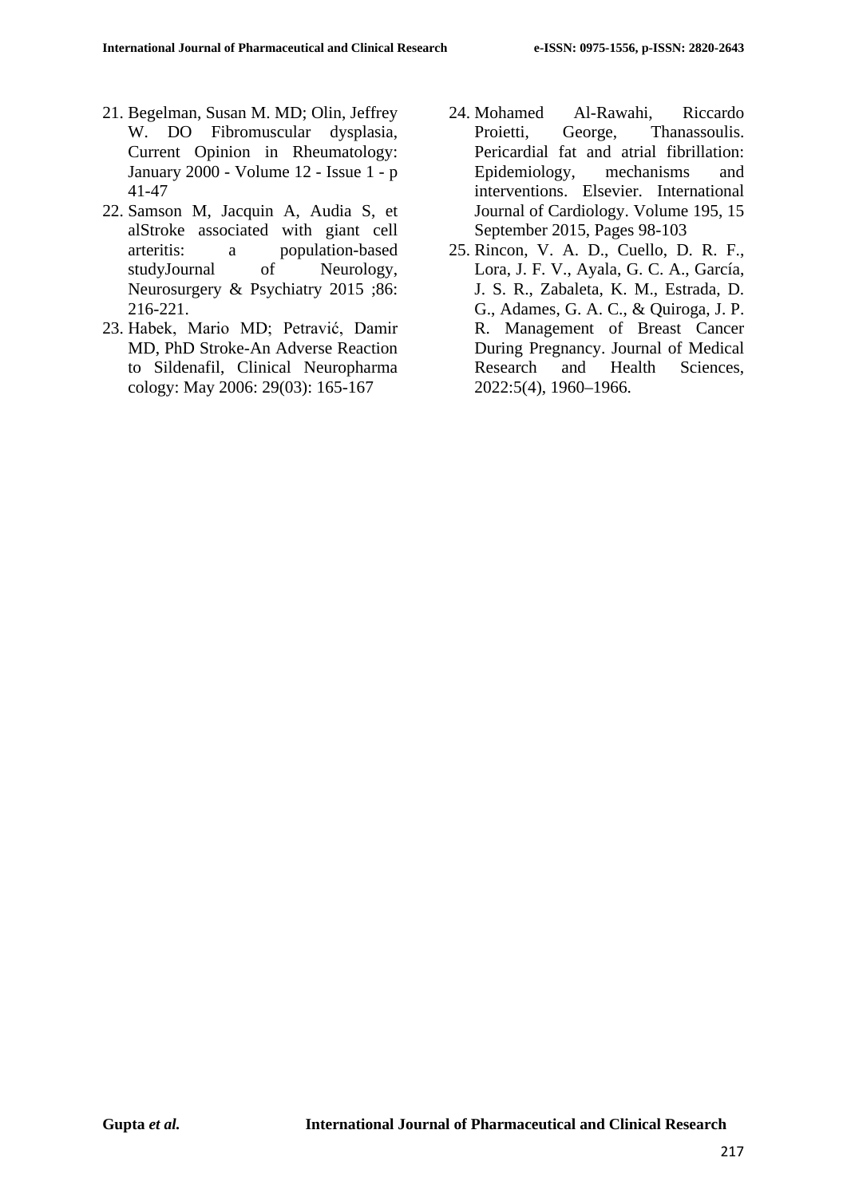21. Begelman, Susan M. MD; Olin, Jeffrey W. DO Fibromuscular dysplasia, Current Opinion in Rheumatology: January 2000 - Volume 12 - Issue 1 - p 41-47
22. Samson M, Jacquin A, Audia S, et alStroke associated with giant cell arteritis: a population-based studyJournal of Neurology, Neurosurgery & Psychiatry 2015 ;86: 216-221.
23. Habek, Mario MD; Petravić, Damir MD, PhD Stroke-An Adverse Reaction to Sildenafil, Clinical Neuropharma cology: May 2006: 29(03): 165-167
24. Mohamed Al-Rawahi, Riccardo Proietti, George, Thanassoulis. Pericardial fat and atrial fibrillation: Epidemiology, mechanisms and interventions. Elsevier. International Journal of Cardiology. Volume 195, 15 September 2015, Pages 98-103
25. Rincon, V. A. D., Cuello, D. R. F., Lora, J. F. V., Ayala, G. C. A., García, J. S. R., Zabaleta, K. M., Estrada, D. G., Adames, G. A. C., & Quiroga, J. P. R. Management of Breast Cancer During Pregnancy. Journal of Medical Research and Health Sciences, 2022:5(4), 1960–1966.